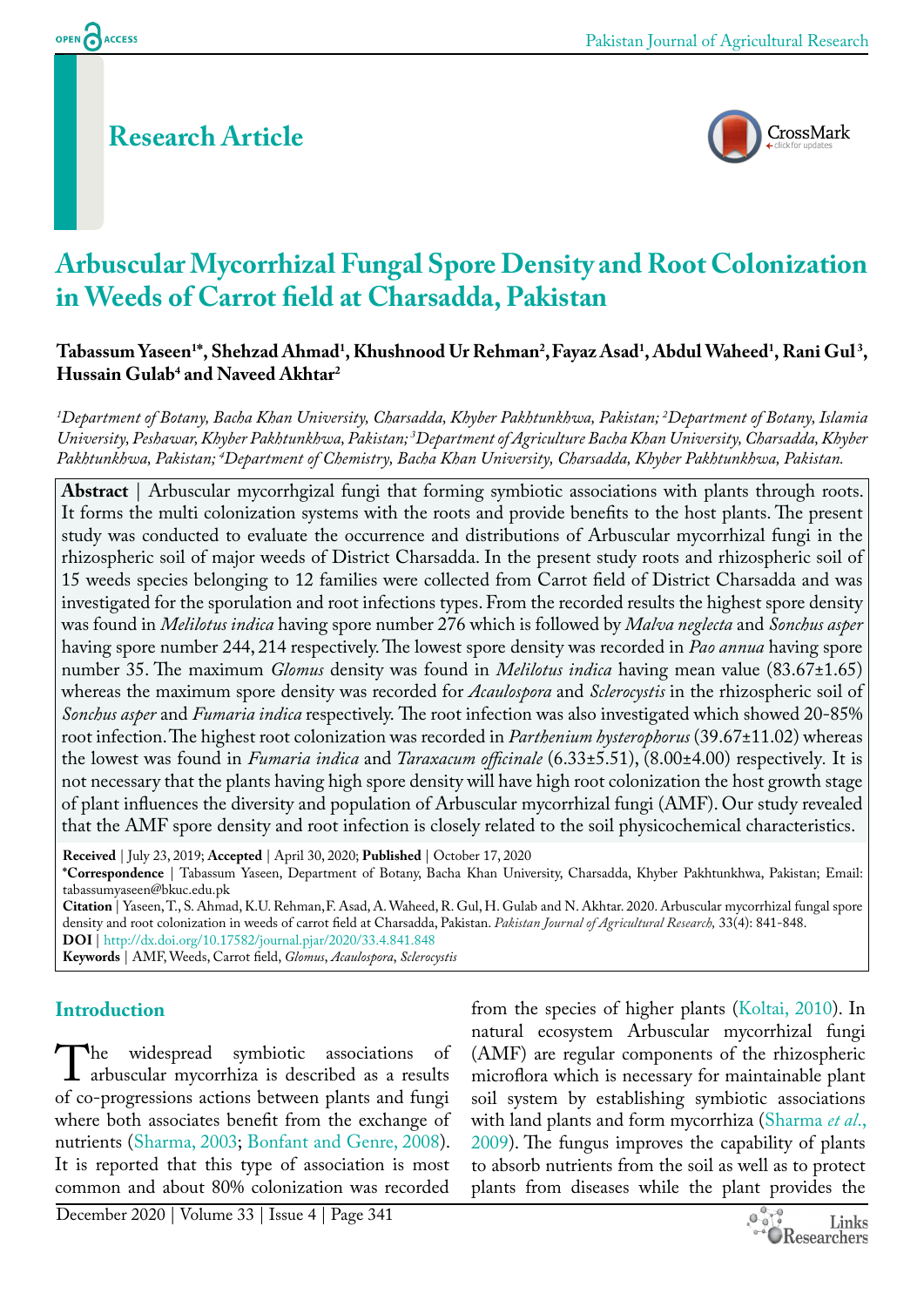Research Article

# Arbuscular Mycorrhizal Fungal Spore Density and Root Colonization in Weeds of Carrot field at Charsadda, Pakistan

**Tabassum Yaseen[1*], Shehzad Ahmad[1], Khushnood Ur Rehman[2], Fayaz Asad[1], Abdul Waheed[1], Rani Gul[3], Hussain Gulab[4] and Naveed Akhtar[2]**

*[1]Department of Botany, Bacha Khan University, Charsadda, Khyber Pakhtunkhwa, Pakistan; [2]Department of Botany, Islamia University, Peshawar, Khyber Pakhtunkhwa, Pakistan; [3]Department of Agriculture Bacha Khan University, Charsadda, Khyber Pakhtunkhwa, Pakistan; [4]Department of Chemistry, Bacha Khan University, Charsadda, Khyber Pakhtunkhwa, Pakistan.*

**Abstract** | Arbuscular mycorrhgizal fungi that forming symbiotic associations with plants through roots. It forms the multi colonization systems with the roots and provide benefits to the host plants. The present study was conducted to evaluate the occurrence and distributions of Arbuscular mycorrhizal fungi in the rhizospheric soil of major weeds of District Charsadda. In the present study roots and rhizospheric soil of 15 weeds species belonging to 12 families were collected from Carrot field of District Charsadda and was investigated for the sporulation and root infections types. From the recorded results the highest spore density was found in *Melilotus indica* having spore number 276 which is followed by *Malva neglecta* and *Sonchus asper* having spore number 244, 214 respectively. The lowest spore density was recorded in *Pao annua* having spore number 35. The maximum *Glomus* density was found in *Melilotus indica* having mean value (83.67±1.65) whereas the maximum spore density was recorded for *Acaulospora* and *Sclerocystis* in the rhizospheric soil of *Sonchus asper* and *Fumaria indica* respectively. The root infection was also investigated which showed 20-85% root infection. The highest root colonization was recorded in *Parthenium hysterophorus* (39.67±11.02) whereas the lowest was found in *Fumaria indica* and *Taraxacum officinale* (6.33±5.51), (8.00±4.00) respectively. It is not necessary that the plants having high spore density will have high root colonization the host growth stage of plant influences the diversity and population of Arbuscular mycorrhizal fungi (AMF). Our study revealed that the AMF spore density and root infection is closely related to the soil physicochemical characteristics.

**Received** | July 23, 2019; **Accepted** | April 30, 2020; **Published** | October 17, 2020

**\*Correspondence** | Tabassum Yaseen, Department of Botany, Bacha Khan University, Charsadda, Khyber Pakhtunkhwa, Pakistan; Email: tabassumyaseen@bkuc.edu.pk

**Citation** | Yaseen, T., S. Ahmad, K.U. Rehman, F. Asad, A. Waheed, R. Gul, H. Gulab and N. Akhtar. 2020. Arbuscular mycorrhizal fungal spore density and root colonization in weeds of carrot field at Charsadda, Pakistan. *Pakistan Journal of Agricultural Research,* 33(4): 841-848.

**DOI** | http://dx.doi.org/10.17582/journal.pjar/2020/33.4.841.848

**Keywords** | AMF, Weeds, Carrot field, *Glomus*, *Acaulospora*, *Sclerocystis*

## Introduction

The widespread symbiotic associations of arbuscular mycorrhiza is described as a results of co-progressions actions between plants and fungi where both associates benefit from the exchange of nutrients (Sharma, 2003; Bonfant and Genre, 2008). It is reported that this type of association is most common and about 80% colonization was recorded from the species of higher plants (Koltai, 2010). In natural ecosystem Arbuscular mycorrhizal fungi (AMF) are regular components of the rhizospheric microflora which is necessary for maintainable plant soil system by establishing symbiotic associations with land plants and form mycorrhiza (Sharma *et al.*, 2009). The fungus improves the capability of plants to absorb nutrients from the soil as well as to protect plants from diseases while the plant provides the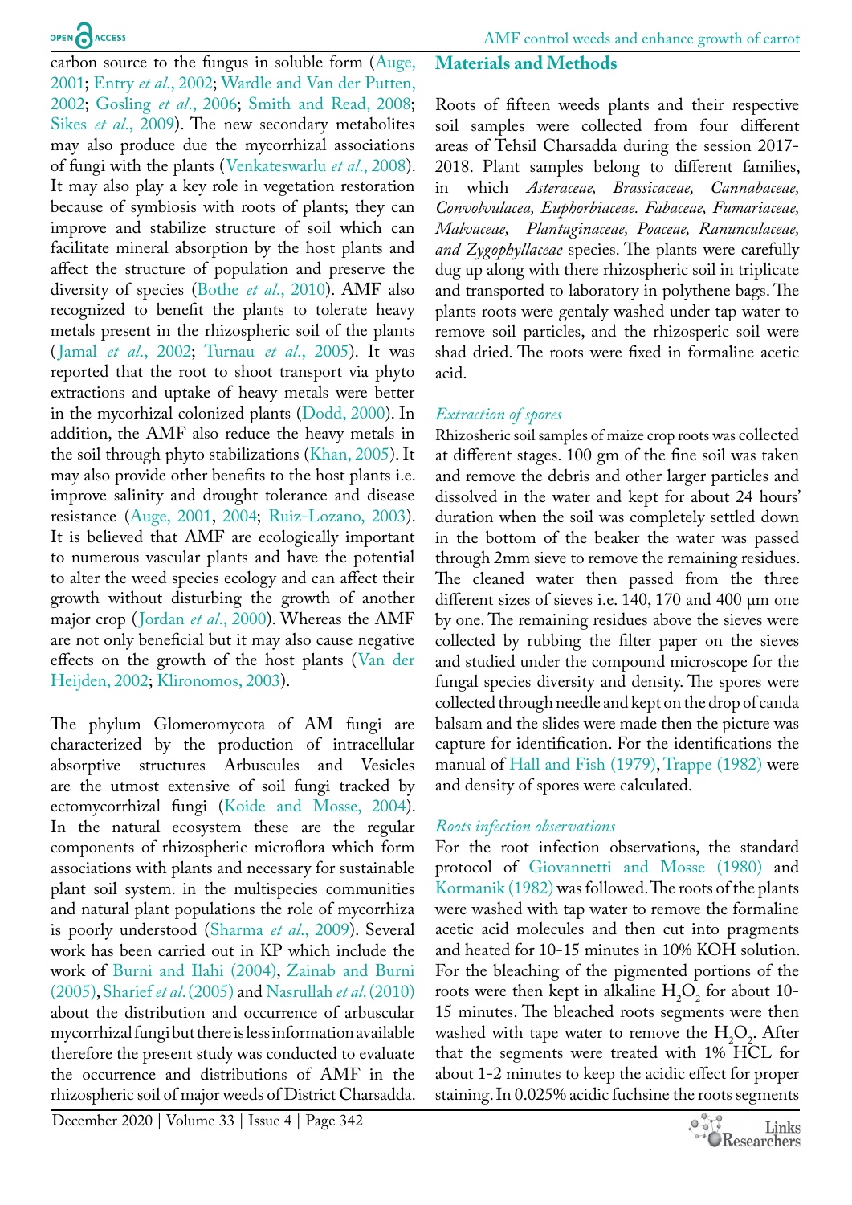carbon source to the fungus in soluble form (Auge, 2001; Entry *et al*., 2002; Wardle and Van der Putten, 2002; Gosling *et al*., 2006; Smith and Read, 2008; Sikes *et al*., 2009). The new secondary metabolites may also produce due the mycorrhizal associations of fungi with the plants (Venkateswarlu *et al*., 2008). It may also play a key role in vegetation restoration because of symbiosis with roots of plants; they can improve and stabilize structure of soil which can facilitate mineral absorption by the host plants and affect the structure of population and preserve the diversity of species (Bothe *et al*., 2010). AMF also recognized to benefit the plants to tolerate heavy metals present in the rhizospheric soil of the plants (Jamal *et al*., 2002; Turnau *et al*., 2005). It was reported that the root to shoot transport via phyto extractions and uptake of heavy metals were better in the mycorhizal colonized plants (Dodd, 2000). In addition, the AMF also reduce the heavy metals in the soil through phyto stabilizations (Khan, 2005). It may also provide other benefits to the host plants i.e. improve salinity and drought tolerance and disease resistance (Auge, 2001, 2004; Ruiz-Lozano, 2003). It is believed that AMF are ecologically important to numerous vascular plants and have the potential to alter the weed species ecology and can affect their growth without disturbing the growth of another major crop (Jordan *et al*., 2000). Whereas the AMF are not only beneficial but it may also cause negative effects on the growth of the host plants (Van der Heijden, 2002; Klironomos, 2003).

The phylum Glomeromycota of AM fungi are characterized by the production of intracellular absorptive structures Arbuscules and Vesicles are the utmost extensive of soil fungi tracked by ectomycorrhizal fungi (Koide and Mosse, 2004). In the natural ecosystem these are the regular components of rhizospheric microflora which form associations with plants and necessary for sustainable plant soil system. in the multispecies communities and natural plant populations the role of mycorrhiza is poorly understood (Sharma *et al*., 2009). Several work has been carried out in KP which include the work of Burni and Ilahi (2004), Zainab and Burni (2005), Sharief *et al*. (2005) and Nasrullah *et al*. (2010) about the distribution and occurrence of arbuscular mycorrhizal fungi but there is less information available therefore the present study was conducted to evaluate the occurrence and distributions of AMF in the rhizospheric soil of major weeds of District Charsadda.

## Materials and Methods

Roots of fifteen weeds plants and their respective soil samples were collected from four different areas of Tehsil Charsadda during the session 2017-2018. Plant samples belong to different families, in which *Asteraceae, Brassicaceae, Cannabaceae, Convolvulacea, Euphorbiaceae. Fabaceae, Fumariaceae, Malvaceae, Plantaginaceae, Poaceae, Ranunculaceae, and Zygophyllaceae* species. The plants were carefully dug up along with there rhizospheric soil in triplicate and transported to laboratory in polythene bags. The plants roots were gentaly washed under tap water to remove soil particles, and the rhizosperic soil were shad dried. The roots were fixed in formaline acetic acid.

### *Extraction of spores*

Rhizosheric soil samples of maize crop roots was collected at different stages. 100 gm of the fine soil was taken and remove the debris and other larger particles and dissolved in the water and kept for about 24 hours' duration when the soil was completely settled down in the bottom of the beaker the water was passed through 2mm sieve to remove the remaining residues. The cleaned water then passed from the three different sizes of sieves i.e. 140, 170 and 400 µm one by one. The remaining residues above the sieves were collected by rubbing the filter paper on the sieves and studied under the compound microscope for the fungal species diversity and density. The spores were collected through needle and kept on the drop of canda balsam and the slides were made then the picture was capture for identification. For the identifications the manual of Hall and Fish (1979), Trappe (1982) were and density of spores were calculated.

### *Roots infection observations*

For the root infection observations, the standard protocol of Giovannetti and Mosse (1980) and Kormanik (1982) was followed. The roots of the plants were washed with tap water to remove the formaline acetic acid molecules and then cut into pragments and heated for 10-15 minutes in 10% KOH solution. For the bleaching of the pigmented portions of the roots were then kept in alkaline $H_2O_2$ for about 10-15 minutes. The bleached roots segments were then washed with tape water to remove the $H_2O_2$. After that the segments were treated with 1% HCL for about 1-2 minutes to keep the acidic effect for proper staining. In 0.025% acidic fuchsine the roots segments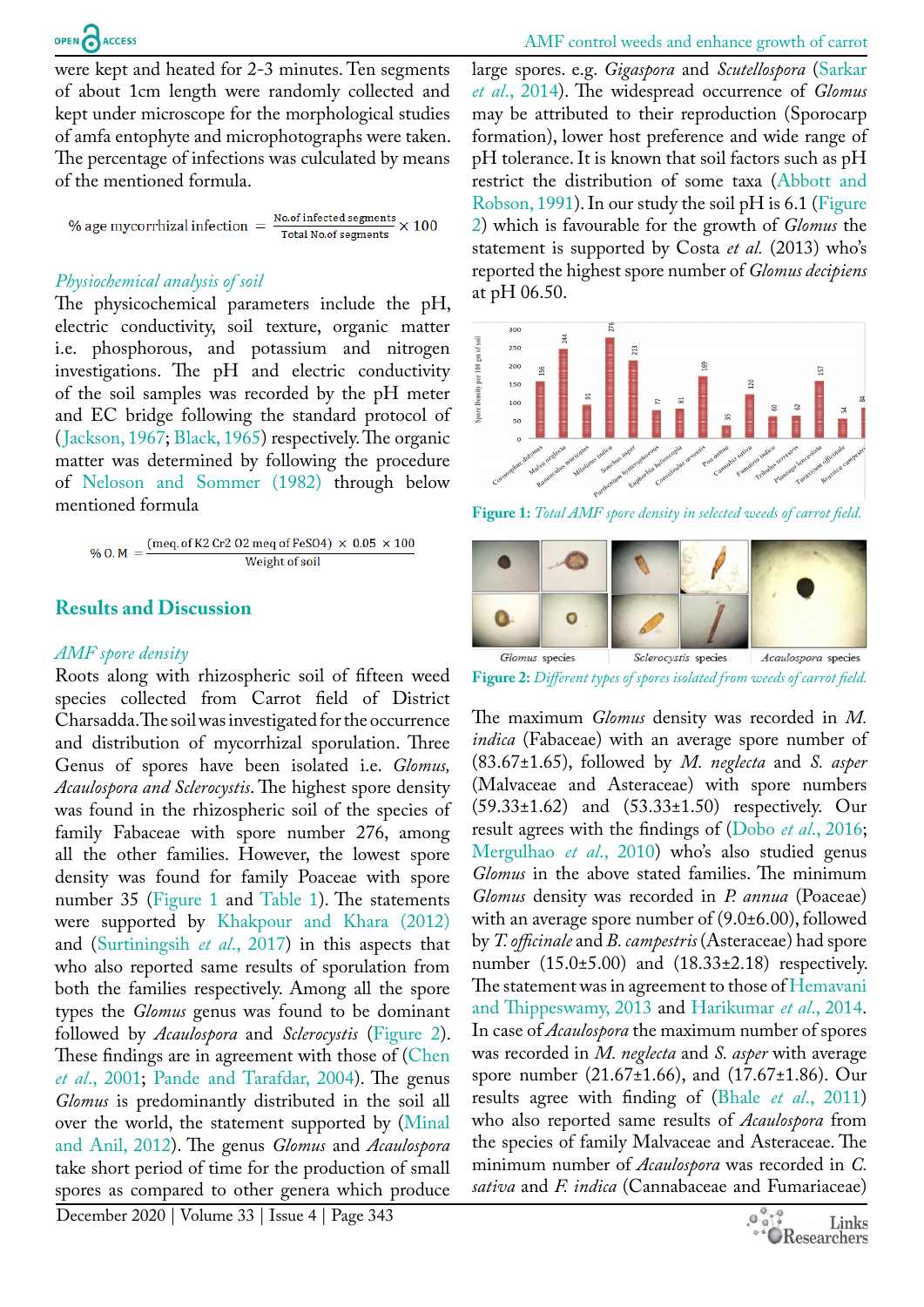were kept and heated for 2-3 minutes. Ten segments of about 1cm length were randomly collected and kept under microscope for the morphological studies of amfa entophyte and microphotographs were taken. The percentage of infections was calculated by means of the mentioned formula.

$$\%\,\text{age mycorrhizal infection} = \frac{\text{No.of infected segments}}{\text{Total No.of segments}} \times 100$$

### *Physiochemical analysis of soil*

The physicochemical parameters include the pH, electric conductivity, soil texture, organic matter i.e. phosphorous, and potassium and nitrogen investigations. The pH and electric conductivity of the soil samples was recorded by the pH meter and EC bridge following the standard protocol of (Jackson, 1967; Black, 1965) respectively. The organic matter was determined by following the procedure of Neloson and Sommer (1982) through below mentioned formula

$$\%\,\text{O. M} = \frac{(\text{meq. of K2 Cr2 O2 meq of FeSO4}) \times 0.05 \times 100}{\text{Weight of soil}}$$

## Results and Discussion

### *AMF spore density*

Roots along with rhizospheric soil of fifteen weed species collected from Carrot field of District Charsadda. The soil was investigated for the occurrence and distribution of mycorrhizal sporulation. Three Genus of spores have been isolated i.e. *Glomus, Acaulospora and Sclerocystis*. The highest spore density was found in the rhizospheric soil of the species of family Fabaceae with spore number 276, among all the other families. However, the lowest spore density was found for family Poaceae with spore number 35 (Figure 1 and Table 1). The statements were supported by Khakpour and Khara (2012) and (Surtiningsih *et al.*, 2017) in this aspects that who also reported same results of sporulation from both the families respectively. Among all the spore types the *Glomus* genus was found to be dominant followed by *Acaulospora* and *Sclerocystis* (Figure 2). These findings are in agreement with those of (Chen *et al.*, 2001; Pande and Tarafdar, 2004). The genus *Glomus* is predominantly distributed in the soil all over the world, the statement supported by (Minal and Anil, 2012). The genus *Glomus* and *Acaulospora* take short period of time for the production of small spores as compared to other genera which produce large spores. e.g. *Gigaspora* and *Scutellospora* (Sarkar *et al.*, 2014). The widespread occurrence of *Glomus* may be attributed to their reproduction (Sporocarp formation), lower host preference and wide range of pH tolerance. It is known that soil factors such as pH restrict the distribution of some taxa (Abbott and Robson, 1991). In our study the soil pH is 6.1 (Figure 2) which is favourable for the growth of *Glomus* the statement is supported by Costa *et al.* (2013) who's reported the highest spore number of *Glomus decipiens* at pH 06.50.

**Figure 1:** *Total AMF spore density in selected weeds of carrot field.*

**Figure 2:** *Different types of spores isolated from weeds of carrot field.*

The maximum *Glomus* density was recorded in *M. indica* (Fabaceae) with an average spore number of (83.67±1.65), followed by *M. neglecta* and *S. asper* (Malvaceae and Asteraceae) with spore numbers (59.33±1.62) and (53.33±1.50) respectively. Our result agrees with the findings of (Dobo *et al.*, 2016; Mergulhao *et al.*, 2010) who's also studied genus *Glomus* in the above stated families. The minimum *Glomus* density was recorded in *P. annua* (Poaceae) with an average spore number of (9.0±6.00), followed by *T. officinale* and *B. campestris* (Asteraceae) had spore number (15.0±5.00) and (18.33±2.18) respectively. The statement was in agreement to those of Hemavani and Thippeswamy, 2013 and Harikumar *et al.*, 2014. In case of *Acaulospora* the maximum number of spores was recorded in *M. neglecta* and *S. asper* with average spore number (21.67±1.66), and (17.67±1.86). Our results agree with finding of (Bhale *et al.*, 2011) who also reported same results of *Acaulospora* from the species of family Malvaceae and Asteraceae. The minimum number of *Acaulospora* was recorded in *C. sativa* and *F. indica* (Cannabaceae and Fumariaceae)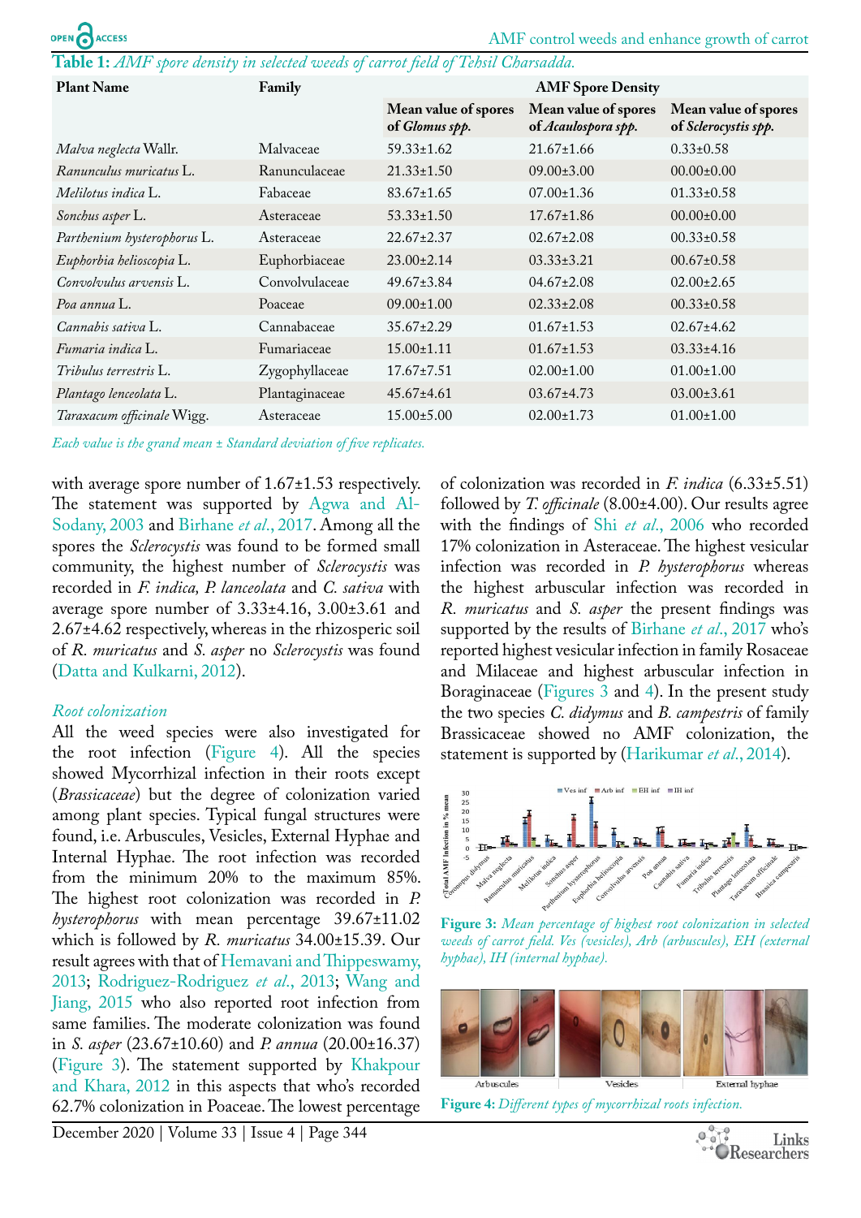**Table 1:** *AMF spore density in selected weeds of carrot field of Tehsil Charsadda.*

| Plant Name | Family | AMF Spore Density | | |
|---|---|---|---|---|
| | | Mean value of spores of *Glomus spp.* | Mean value of spores of *Acaulospora spp.* | Mean value of spores of *Sclerocystis spp.* |
| *Malva neglecta* Wallr. | Malvaceae | 59.33±1.62 | 21.67±1.66 | 0.33±0.58 |
| *Ranunculus muricatus* L. | Ranunculaceae | 21.33±1.50 | 09.00±3.00 | 00.00±0.00 |
| *Melilotus indica* L. | Fabaceae | 83.67±1.65 | 07.00±1.36 | 01.33±0.58 |
| *Sonchus asper* L. | Asteraceae | 53.33±1.50 | 17.67±1.86 | 00.00±0.00 |
| *Parthenium hysterophorus* L. | Asteraceae | 22.67±2.37 | 02.67±2.08 | 00.33±0.58 |
| *Euphorbia helioscopia* L. | Euphorbiaceae | 23.00±2.14 | 03.33±3.21 | 00.67±0.58 |
| *Convolvulus arvensis* L. | Convolvulaceae | 49.67±3.84 | 04.67±2.08 | 02.00±2.65 |
| *Poa annua* L. | Poaceae | 09.00±1.00 | 02.33±2.08 | 00.33±0.58 |
| *Cannabis sativa* L. | Cannabaceae | 35.67±2.29 | 01.67±1.53 | 02.67±4.62 |
| *Fumaria indica* L. | Fumariaceae | 15.00±1.11 | 01.67±1.53 | 03.33±4.16 |
| *Tribulus terrestris* L. | Zygophyllaceae | 17.67±7.51 | 02.00±1.00 | 01.00±1.00 |
| *Plantago lenceolata* L. | Plantaginaceae | 45.67±4.61 | 03.67±4.73 | 03.00±3.61 |
| *Taraxacum officinale* Wigg. | Asteraceae | 15.00±5.00 | 02.00±1.73 | 01.00±1.00 |

*Each value is the grand mean ± Standard deviation of five replicates.*

with average spore number of 1.67±1.53 respectively. The statement was supported by Agwa and Al-Sodany, 2003 and Birhane *et al.*, 2017. Among all the spores the *Sclerocystis* was found to be formed small community, the highest number of *Sclerocystis* was recorded in *F. indica, P. lanceolata* and *C. sativa* with average spore number of 3.33±4.16, 3.00±3.61 and 2.67±4.62 respectively, whereas in the rhizosperic soil of *R. muricatus* and *S. asper* no *Sclerocystis* was found (Datta and Kulkarni, 2012).

### *Root colonization*

All the weed species were also investigated for the root infection (Figure 4). All the species showed Mycorrhizal infection in their roots except (*Brassicaceae*) but the degree of colonization varied among plant species. Typical fungal structures were found, i.e. Arbuscules, Vesicles, External Hyphae and Internal Hyphae. The root infection was recorded from the minimum 20% to the maximum 85%. The highest root colonization was recorded in *P. hysterophorus* with mean percentage 39.67±11.02 which is followed by *R. muricatus* 34.00±15.39. Our result agrees with that of Hemavani and Thippeswamy, 2013; Rodriguez-Rodriguez *et al.*, 2013; Wang and Jiang, 2015 who also reported root infection from same families. The moderate colonization was found in *S. asper* (23.67±10.60) and *P. annua* (20.00±16.37) (Figure 3). The statement supported by Khakpour and Khara, 2012 in this aspects that who's recorded 62.7% colonization in Poaceae. The lowest percentage of colonization was recorded in *F. indica* (6.33±5.51) followed by *T. officinale* (8.00±4.00). Our results agree with the findings of Shi *et al.*, 2006 who recorded 17% colonization in Asteraceae. The highest vesicular infection was recorded in *P. hysterophorus* whereas the highest arbuscular infection was recorded in *R. muricatus* and *S. asper* the present findings was supported by the results of Birhane *et al.*, 2017 who's reported highest vesicular infection in family Rosaceae and Milaceae and highest arbuscular infection in Boraginaceae (Figures 3 and 4). In the present study the two species *C. didymus* and *B. campestris* of family Brassicaceae showed no AMF colonization, the statement is supported by (Harikumar *et al.*, 2014).

**Figure 3:** *Mean percentage of highest root colonization in selected weeds of carrot field. Ves (vesicles), Arb (arbuscules), EH (external hyphae), IH (internal hyphae).*

**Figure 4:** *Different types of mycorrhizal roots infection.*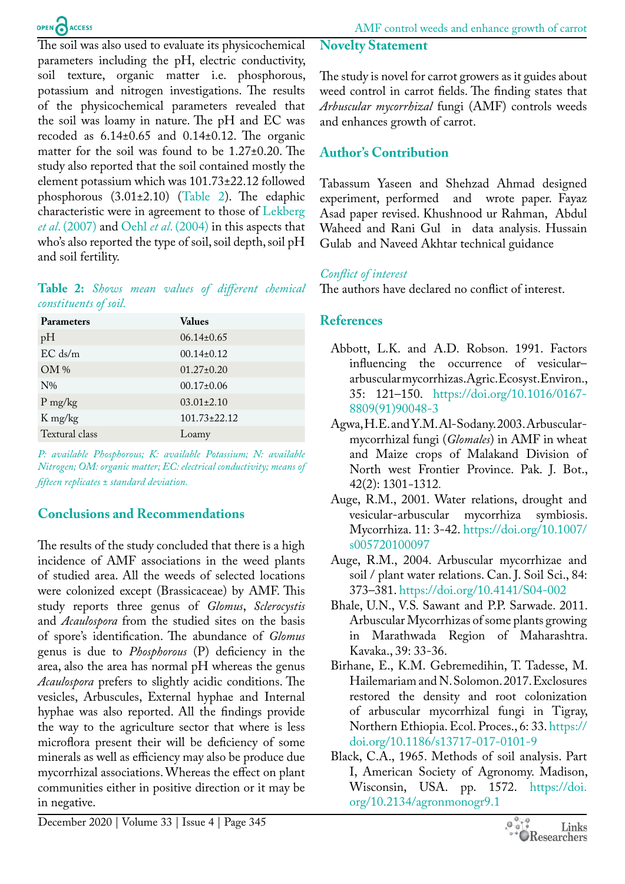The soil was also used to evaluate its physicochemical parameters including the pH, electric conductivity, soil texture, organic matter i.e. phosphorous, potassium and nitrogen investigations. The results of the physicochemical parameters revealed that the soil was loamy in nature. The pH and EC was recoded as 6.14±0.65 and 0.14±0.12. The organic matter for the soil was found to be 1.27±0.20. The study also reported that the soil contained mostly the element potassium which was 101.73±22.12 followed phosphorous (3.01±2.10) (Table 2). The edaphic characteristic were in agreement to those of Lekberg *et al*. (2007) and Oehl *et al*. (2004) in this aspects that who's also reported the type of soil, soil depth, soil pH and soil fertility.

**Table 2:** *Shows mean values of different chemical constituents of soil.*

| Parameters | Values |
| --- | --- |
| pH | 06.14±0.65 |
| EC ds/m | 00.14±0.12 |
| OM % | 01.27±0.20 |
| N% | 00.17±0.06 |
| P mg/kg | 03.01±2.10 |
| K mg/kg | 101.73±22.12 |
| Textural class | Loamy |

*P: available Phosphorous; K: available Potassium; N: available Nitrogen; OM: organic matter; EC: electrical conductivity; means of fifteen replicates ± standard deviation.*

## Conclusions and Recommendations

The results of the study concluded that there is a high incidence of AMF associations in the weed plants of studied area. All the weeds of selected locations were colonized except (Brassicaceae) by AMF. This study reports three genus of *Glomus*, *Sclerocystis* and *Acaulospora* from the studied sites on the basis of spore's identification. The abundance of *Glomus* genus is due to *Phosphorous* (P) deficiency in the area, also the area has normal pH whereas the genus *Acaulospora* prefers to slightly acidic conditions. The vesicles, Arbuscules, External hyphae and Internal hyphae was also reported. All the findings provide the way to the agriculture sector that where is less microflora present their will be deficiency of some minerals as well as efficiency may also be produce due mycorrhizal associations. Whereas the effect on plant communities either in positive direction or it may be in negative.

## Novelty Statement

The study is novel for carrot growers as it guides about weed control in carrot fields. The finding states that *Arbuscular mycorrhizal* fungi (AMF) controls weeds and enhances growth of carrot.

## Author's Contribution

Tabassum Yaseen and Shehzad Ahmad designed experiment, performed and wrote paper. Fayaz Asad paper revised. Khushnood ur Rahman, Abdul Waheed and Rani Gul in data analysis. Hussain Gulab and Naveed Akhtar technical guidance

*Conflict of interest*

The authors have declared no conflict of interest.

## References

Abbott, L.K. and A.D. Robson. 1991. Factors influencing the occurrence of vesicular–arbuscular mycorrhizas. Agric. Ecosyst. Environ., 35: 121–150. https://doi.org/10.1016/0167-8809(91)90048-3

Agwa, H.E. and Y.M. Al-Sodany. 2003. Arbuscular-mycorrhizal fungi (*Glomales*) in AMF in wheat and Maize crops of Malakand Division of North west Frontier Province. Pak. J. Bot., 42(2): 1301-1312.

Auge, R.M., 2001. Water relations, drought and vesicular-arbuscular mycorrhiza symbiosis. Mycorrhiza. 11: 3-42. https://doi.org/10.1007/s005720100097

Auge, R.M., 2004. Arbuscular mycorrhizae and soil / plant water relations. Can. J. Soil Sci., 84: 373–381. https://doi.org/10.4141/S04-002

Bhale, U.N., V.S. Sawant and P.P. Sarwade. 2011. Arbuscular Mycorrhizas of some plants growing in Marathwada Region of Maharashtra. Kavaka., 39: 33-36.

Birhane, E., K.M. Gebremedihin, T. Tadesse, M. Hailemariam and N. Solomon. 2017. Exclosures restored the density and root colonization of arbuscular mycorrhizal fungi in Tigray, Northern Ethiopia. Ecol. Proces., 6: 33. https://doi.org/10.1186/s13717-017-0101-9

Black, C.A., 1965. Methods of soil analysis. Part I, American Society of Agronomy. Madison, Wisconsin, USA. pp. 1572. https://doi.org/10.2134/agronmonogr9.1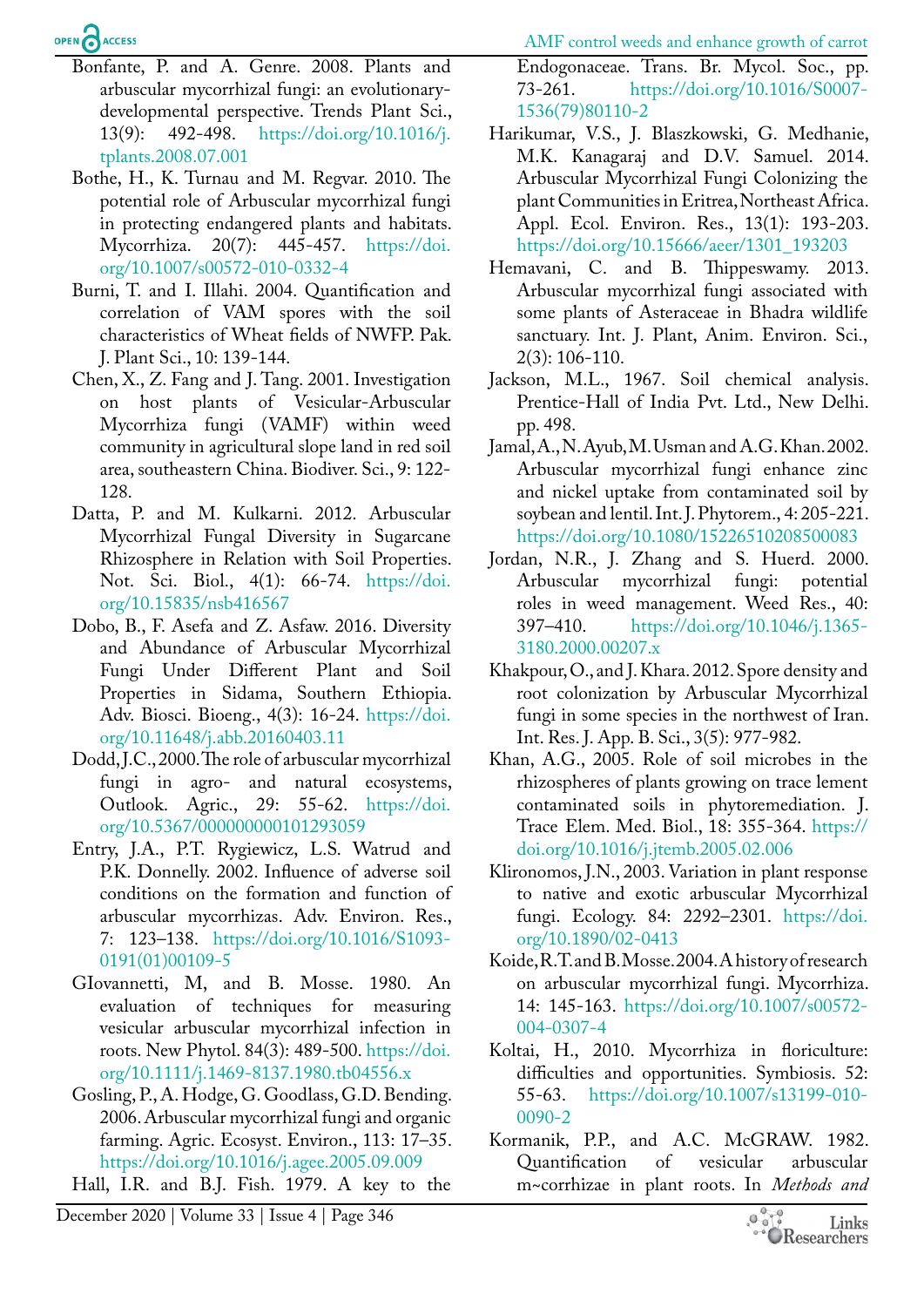Bonfante, P. and A. Genre. 2008. Plants and arbuscular mycorrhizal fungi: an evolutionary-developmental perspective. Trends Plant Sci., 13(9): 492-498. https://doi.org/10.1016/j.tplants.2008.07.001

Bothe, H., K. Turnau and M. Regvar. 2010. The potential role of Arbuscular mycorrhizal fungi in protecting endangered plants and habitats. Mycorrhiza. 20(7): 445-457. https://doi.org/10.1007/s00572-010-0332-4

Burni, T. and I. Illahi. 2004. Quantification and correlation of VAM spores with the soil characteristics of Wheat fields of NWFP. Pak. J. Plant Sci., 10: 139-144.

Chen, X., Z. Fang and J. Tang. 2001. Investigation on host plants of Vesicular-Arbuscular Mycorrhiza fungi (VAMF) within weed community in agricultural slope land in red soil area, southeastern China. Biodiver. Sci., 9: 122-128.

Datta, P. and M. Kulkarni. 2012. Arbuscular Mycorrhizal Fungal Diversity in Sugarcane Rhizosphere in Relation with Soil Properties. Not. Sci. Biol., 4(1): 66-74. https://doi.org/10.15835/nsb416567

Dobo, B., F. Asefa and Z. Asfaw. 2016. Diversity and Abundance of Arbuscular Mycorrhizal Fungi Under Different Plant and Soil Properties in Sidama, Southern Ethiopia. Adv. Biosci. Bioeng., 4(3): 16-24. https://doi.org/10.11648/j.abb.20160403.11

Dodd, J.C., 2000. The role of arbuscular mycorrhizal fungi in agro- and natural ecosystems, Outlook. Agric., 29: 55-62. https://doi.org/10.5367/000000000101293059

Entry, J.A., P.T. Rygiewicz, L.S. Watrud and P.K. Donnelly. 2002. Influence of adverse soil conditions on the formation and function of arbuscular mycorrhizas. Adv. Environ. Res., 7: 123–138. https://doi.org/10.1016/S1093-0191(01)00109-5

GIovannetti, M, and B. Mosse. 1980. An evaluation of techniques for measuring vesicular arbuscular mycorrhizal infection in roots. New Phytol. 84(3): 489-500. https://doi.org/10.1111/j.1469-8137.1980.tb04556.x

Gosling, P., A. Hodge, G. Goodlass, G.D. Bending. 2006. Arbuscular mycorrhizal fungi and organic farming. Agric. Ecosyst. Environ., 113: 17–35. https://doi.org/10.1016/j.agee.2005.09.009

Hall, I.R. and B.J. Fish. 1979. A key to the Endogonaceae. Trans. Br. Mycol. Soc., pp. 73-261. https://doi.org/10.1016/S0007-1536(79)80110-2

Harikumar, V.S., J. Blaszkowski, G. Medhanie, M.K. Kanagaraj and D.V. Samuel. 2014. Arbuscular Mycorrhizal Fungi Colonizing the plant Communities in Eritrea, Northeast Africa. Appl. Ecol. Environ. Res., 13(1): 193-203. https://doi.org/10.15666/aeer/1301_193203

Hemavani, C. and B. Thippeswamy. 2013. Arbuscular mycorrhizal fungi associated with some plants of Asteraceae in Bhadra wildlife sanctuary. Int. J. Plant, Anim. Environ. Sci., 2(3): 106-110.

Jackson, M.L., 1967. Soil chemical analysis. Prentice-Hall of India Pvt. Ltd., New Delhi. pp. 498.

Jamal, A., N. Ayub, M. Usman and A.G. Khan. 2002. Arbuscular mycorrhizal fungi enhance zinc and nickel uptake from contaminated soil by soybean and lentil. Int. J. Phytorem., 4: 205-221. https://doi.org/10.1080/15226510208500083

Jordan, N.R., J. Zhang and S. Huerd. 2000. Arbuscular mycorrhizal fungi: potential roles in weed management. Weed Res., 40: 397–410. https://doi.org/10.1046/j.1365-3180.2000.00207.x

Khakpour, O., and J. Khara. 2012. Spore density and root colonization by Arbuscular Mycorrhizal fungi in some species in the northwest of Iran. Int. Res. J. App. B. Sci., 3(5): 977-982.

Khan, A.G., 2005. Role of soil microbes in the rhizospheres of plants growing on trace lement contaminated soils in phytoremediation. J. Trace Elem. Med. Biol., 18: 355-364. https://doi.org/10.1016/j.jtemb.2005.02.006

Klironomos, J.N., 2003. Variation in plant response to native and exotic arbuscular Mycorrhizal fungi. Ecology. 84: 2292–2301. https://doi.org/10.1890/02-0413

Koide, R.T. and B. Mosse. 2004. A history of research on arbuscular mycorrhizal fungi. Mycorrhiza. 14: 145-163. https://doi.org/10.1007/s00572-004-0307-4

Koltai, H., 2010. Mycorrhiza in floriculture: difficulties and opportunities. Symbiosis. 52: 55-63. https://doi.org/10.1007/s13199-010-0090-2

Kormanik, P.P., and A.C. McGRAW. 1982. Quantification of vesicular arbuscular m~corrhizae in plant roots. In *Methods and*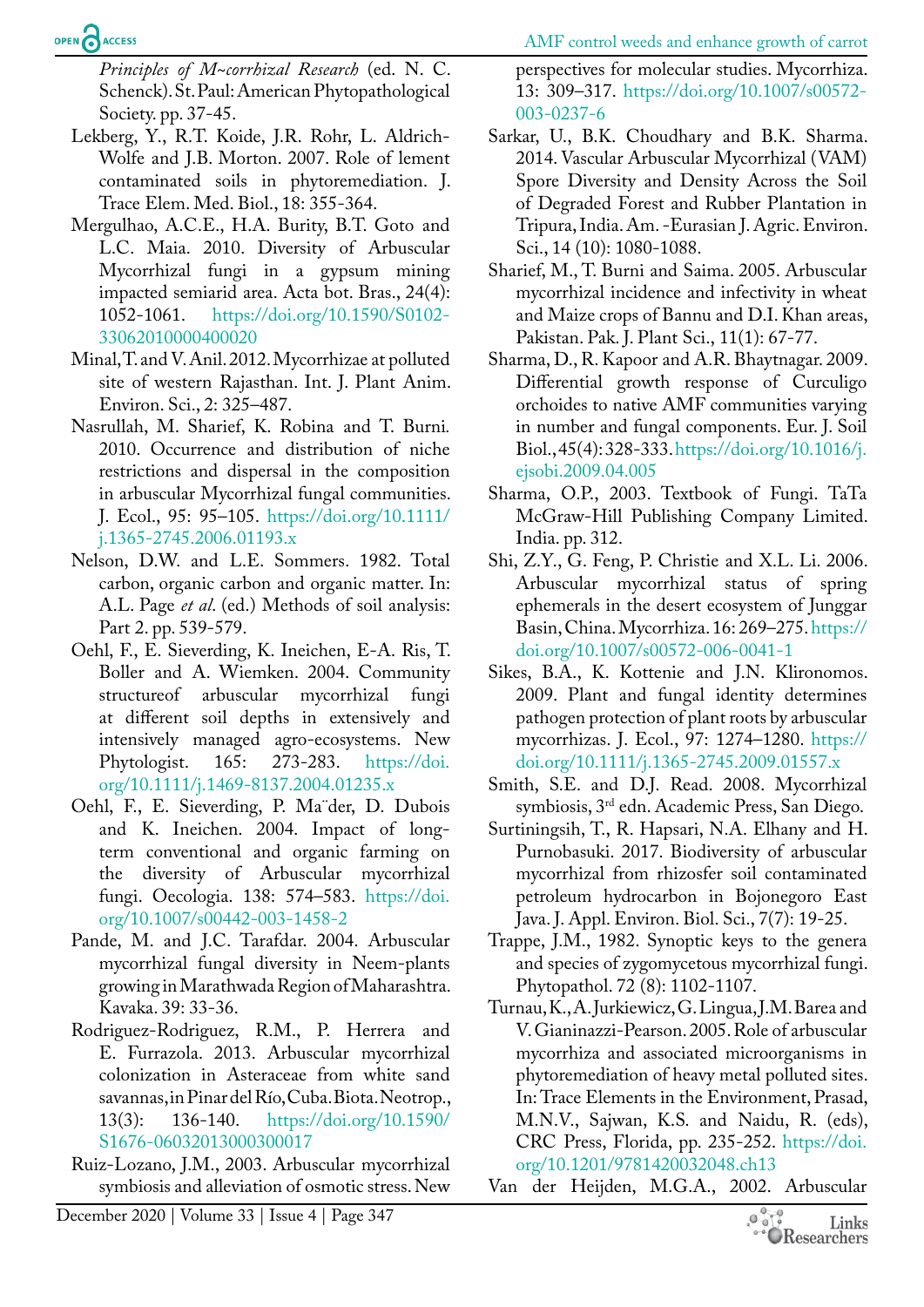*Principles of M~corrhizal Research* (ed. N. C. Schenck). St. Paul: American Phytopathological Society. pp. 37-45.

Lekberg, Y., R.T. Koide, J.R. Rohr, L. Aldrich-Wolfe and J.B. Morton. 2007. Role of lement contaminated soils in phytoremediation. J. Trace Elem. Med. Biol., 18: 355-364.

Mergulhao, A.C.E., H.A. Burity, B.T. Goto and L.C. Maia. 2010. Diversity of Arbuscular Mycorrhizal fungi in a gypsum mining impacted semiarid area. Acta bot. Bras., 24(4): 1052-1061. https://doi.org/10.1590/S0102-33062010000400020

Minal, T. and V. Anil. 2012. Mycorrhizae at polluted site of western Rajasthan. Int. J. Plant Anim. Environ. Sci., 2: 325–487.

Nasrullah, M. Sharief, K. Robina and T. Burni. 2010. Occurrence and distribution of niche restrictions and dispersal in the composition in arbuscular Mycorrhizal fungal communities. J. Ecol., 95: 95–105. https://doi.org/10.1111/j.1365-2745.2006.01193.x

Nelson, D.W. and L.E. Sommers. 1982. Total carbon, organic carbon and organic matter. In: A.L. Page *et al*. (ed.) Methods of soil analysis: Part 2. pp. 539-579.

Oehl, F., E. Sieverding, K. Ineichen, E-A. Ris, T. Boller and A. Wiemken. 2004. Community structureof arbuscular mycorrhizal fungi at different soil depths in extensively and intensively managed agro-ecosystems. New Phytologist. 165: 273-283. https://doi.org/10.1111/j.1469-8137.2004.01235.x

Oehl, F., E. Sieverding, P. Ma¨der, D. Dubois and K. Ineichen. 2004. Impact of long-term conventional and organic farming on the diversity of Arbuscular mycorrhizal fungi. Oecologia. 138: 574–583. https://doi.org/10.1007/s00442-003-1458-2

Pande, M. and J.C. Tarafdar. 2004. Arbuscular mycorrhizal fungal diversity in Neem-plants growing in Marathwada Region of Maharashtra. Kavaka. 39: 33-36.

Rodriguez-Rodriguez, R.M., P. Herrera and E. Furrazola. 2013. Arbuscular mycorrhizal colonization in Asteraceae from white sand savannas, in Pinar del Río, Cuba. Biota. Neotrop., 13(3): 136-140. https://doi.org/10.1590/S1676-06032013000300017

Ruiz-Lozano, J.M., 2003. Arbuscular mycorrhizal symbiosis and alleviation of osmotic stress. New perspectives for molecular studies. Mycorrhiza. 13: 309–317. https://doi.org/10.1007/s00572-003-0237-6

Sarkar, U., B.K. Choudhary and B.K. Sharma. 2014. Vascular Arbuscular Mycorrhizal (VAM) Spore Diversity and Density Across the Soil of Degraded Forest and Rubber Plantation in Tripura, India. Am. -Eurasian J. Agric. Environ. Sci., 14 (10): 1080-1088.

Sharief, M., T. Burni and Saima. 2005. Arbuscular mycorrhizal incidence and infectivity in wheat and Maize crops of Bannu and D.I. Khan areas, Pakistan. Pak. J. Plant Sci., 11(1): 67-77.

Sharma, D., R. Kapoor and A.R. Bhaytnagar. 2009. Differential growth response of Curculigo orchoides to native AMF communities varying in number and fungal components. Eur. J. Soil Biol., 45(4): 328-333. https://doi.org/10.1016/j.ejsobi.2009.04.005

Sharma, O.P., 2003. Textbook of Fungi. TaTa McGraw-Hill Publishing Company Limited. India. pp. 312.

Shi, Z.Y., G. Feng, P. Christie and X.L. Li. 2006. Arbuscular mycorrhizal status of spring ephemerals in the desert ecosystem of Junggar Basin, China. Mycorrhiza. 16: 269–275. https://doi.org/10.1007/s00572-006-0041-1

Sikes, B.A., K. Kottenie and J.N. Klironomos. 2009. Plant and fungal identity determines pathogen protection of plant roots by arbuscular mycorrhizas. J. Ecol., 97: 1274–1280. https://doi.org/10.1111/j.1365-2745.2009.01557.x

Smith, S.E. and D.J. Read. 2008. Mycorrhizal symbiosis, 3rd edn. Academic Press, San Diego.

Surtiningsih, T., R. Hapsari, N.A. Elhany and H. Purnobasuki. 2017. Biodiversity of arbuscular mycorrhizal from rhizosfer soil contaminated petroleum hydrocarbon in Bojonegoro East Java. J. Appl. Environ. Biol. Sci., 7(7): 19-25.

Trappe, J.M., 1982. Synoptic keys to the genera and species of zygomycetous mycorrhizal fungi. Phytopathol. 72 (8): 1102-1107.

Turnau, K., A. Jurkiewicz, G. Lingua, J.M. Barea and V. Gianinazzi-Pearson. 2005. Role of arbuscular mycorrhiza and associated microorganisms in phytoremediation of heavy metal polluted sites. In: Trace Elements in the Environment, Prasad, M.N.V., Sajwan, K.S. and Naidu, R. (eds), CRC Press, Florida, pp. 235-252. https://doi.org/10.1201/9781420032048.ch13

Van der Heijden, M.G.A., 2002. Arbuscular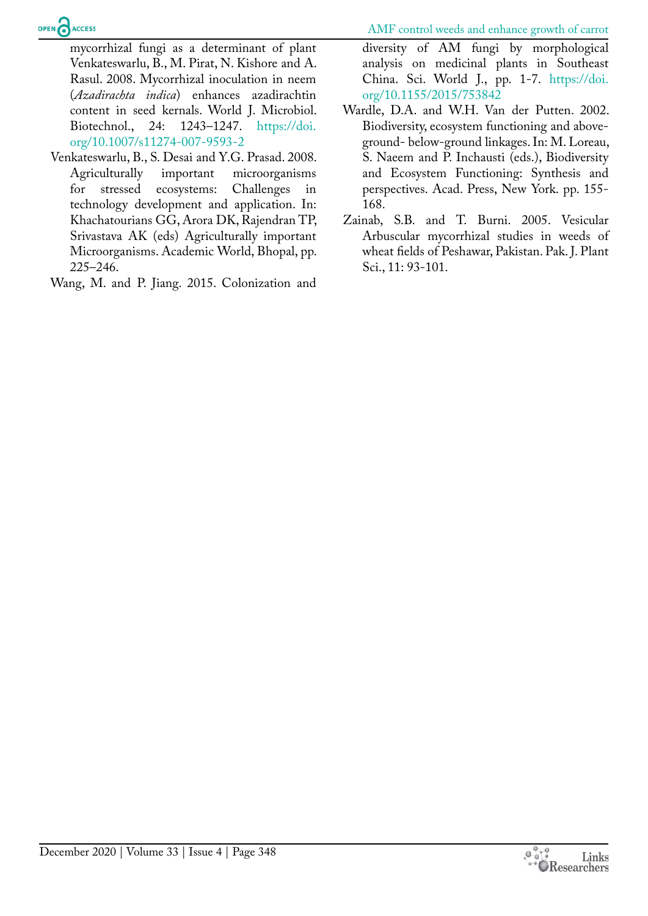mycorrhizal fungi as a determinant of plant

Venkateswarlu, B., M. Pirat, N. Kishore and A. Rasul. 2008. Mycorrhizal inoculation in neem (*Azadirachta indica*) enhances azadirachtin content in seed kernals. World J. Microbiol. Biotechnol., 24: 1243–1247. https://doi.org/10.1007/s11274-007-9593-2

Venkateswarlu, B., S. Desai and Y.G. Prasad. 2008. Agriculturally important microorganisms for stressed ecosystems: Challenges in technology development and application. In: Khachatourians GG, Arora DK, Rajendran TP, Srivastava AK (eds) Agriculturally important Microorganisms. Academic World, Bhopal, pp. 225–246.

Wang, M. and P. Jiang. 2015. Colonization and diversity of AM fungi by morphological analysis on medicinal plants in Southeast China. Sci. World J., pp. 1-7. https://doi.org/10.1155/2015/753842

Wardle, D.A. and W.H. Van der Putten. 2002. Biodiversity, ecosystem functioning and above-ground- below-ground linkages. In: M. Loreau, S. Naeem and P. Inchausti (eds.), Biodiversity and Ecosystem Functioning: Synthesis and perspectives. Acad. Press, New York. pp. 155-168.

Zainab, S.B. and T. Burni. 2005. Vesicular Arbuscular mycorrhizal studies in weeds of wheat fields of Peshawar, Pakistan. Pak. J. Plant Sci., 11: 93-101.